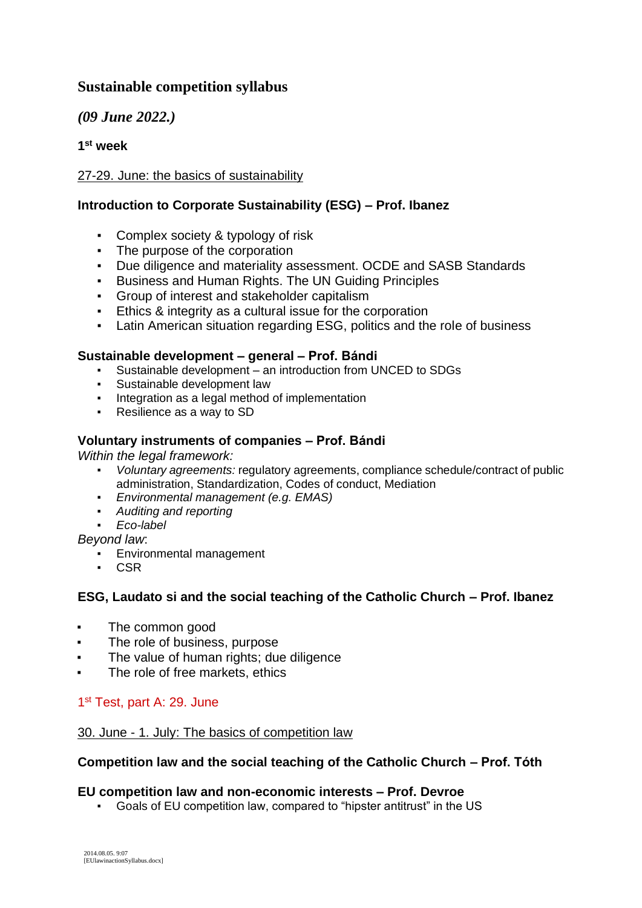# Sustainable competition syllabus

## *(09 June 2022.)*

**1st week**

27-29. June: the basics of sustainability

### Introduction to Corporate Sustainability (ESG) – Prof. Ibanez

- Complex society & typology of risk
- The purpose of the corporation
- Due diligence and materiality assessment. OCDE and SASB Standards
- Business and Human Rights. The UN Guiding Principles
- Group of interest and stakeholder capitalism
- Ethics & integrity as a cultural issue for the corporation
- Latin American situation regarding ESG, politics and the role of business

### Sustainable development – general – Prof. Bándi

- Sustainable development – an introduction from UNCED to SDGs
- Sustainable development law
- Integration as a legal method of implementation
- Resilience as a way to SD

### Voluntary instruments of companies – Prof. Bándi

*Within the legal framework:*

- *Voluntary agreements:* regulatory agreements, compliance schedule/contract of public administration, Standardization, Codes of conduct, Mediation
- *Environmental management (e.g. EMAS)*
- *Auditing and reporting*
- *Eco-label*

*Beyond law*:

- Environmental management
- CSR

### ESG, Laudato si and the social teaching of the Catholic Church – Prof. Ibanez

- The common good
- The role of business, purpose
- The value of human rights; due diligence
- The role of free markets, ethics

1st Test, part A: 29. June

30. June - 1. July: The basics of competition law

### Competition law and the social teaching of the Catholic Church – Prof. Tóth

### EU competition law and non-economic interests – Prof. Devroe

- Goals of EU competition law, compared to "hipster antitrust" in the US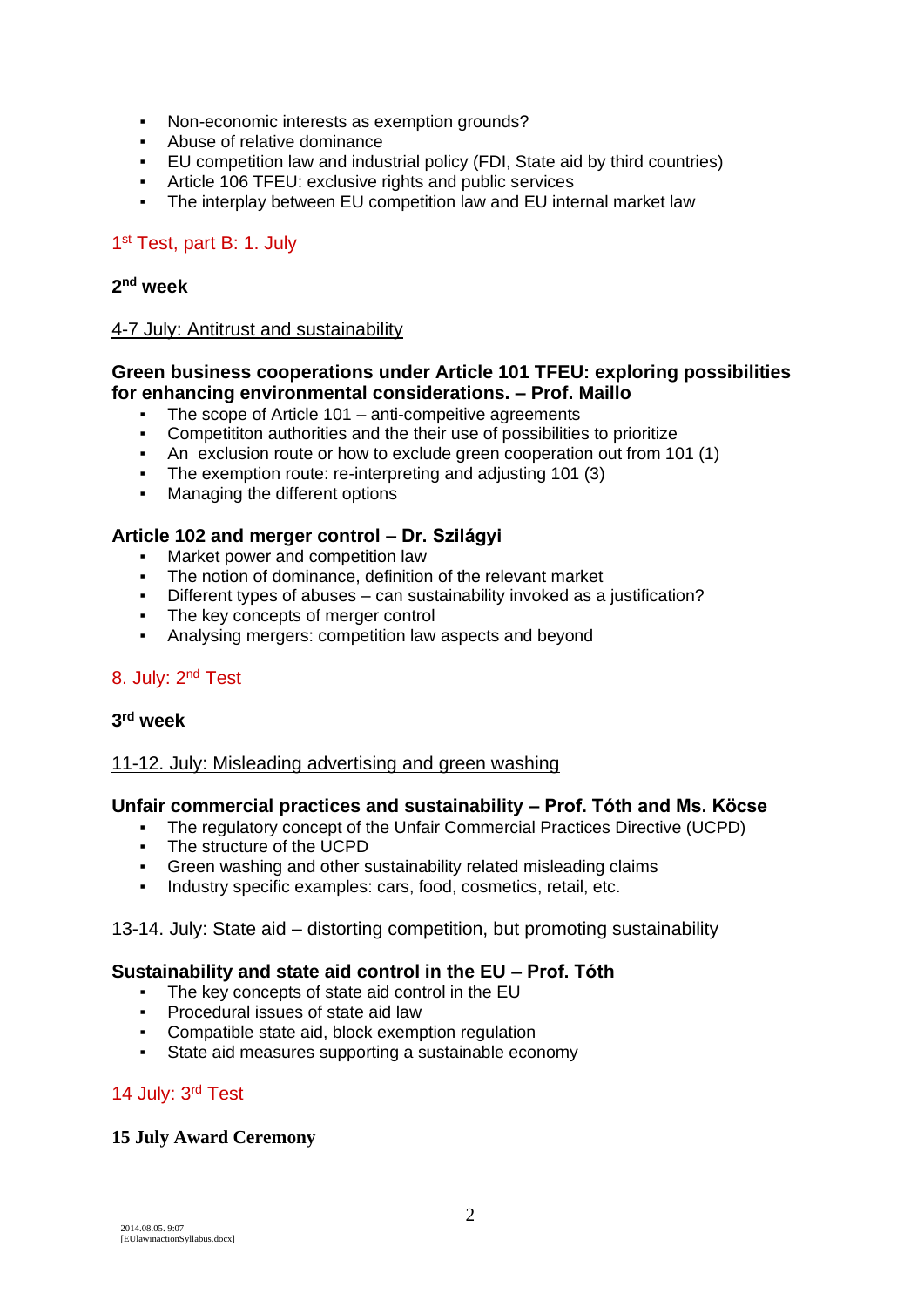- Non-economic interests as exemption grounds?
- Abuse of relative dominance
- EU competition law and industrial policy (FDI, State aid by third countries)
- Article 106 TFEU: exclusive rights and public services
- The interplay between EU competition law and EU internal market law

1st Test, part B: 1. July

**2nd week**

4-7 July: Antitrust and sustainability

**Green business cooperations under Article 101 TFEU: exploring possibilities for enhancing environmental considerations. – Prof. Maillo**

- The scope of Article 101 – anti-compeitive agreements
- Competititon authorities and the their use of possibilities to prioritize
- An exclusion route or how to exclude green cooperation out from 101 (1)
- The exemption route: re-interpreting and adjusting 101 (3)
- Managing the different options

**Article 102 and merger control – Dr. Szilágyi**

- Market power and competition law
- The notion of dominance, definition of the relevant market
- Different types of abuses – can sustainability invoked as a justification?
- The key concepts of merger control
- Analysing mergers: competition law aspects and beyond

8. July: 2nd Test

**3rd week**

11-12. July: Misleading advertising and green washing

**Unfair commercial practices and sustainability – Prof. Tóth and Ms. Köcse**

- The regulatory concept of the Unfair Commercial Practices Directive (UCPD)
- The structure of the UCPD
- Green washing and other sustainability related misleading claims
- Industry specific examples: cars, food, cosmetics, retail, etc.

13-14. July: State aid – distorting competition, but promoting sustainability

**Sustainability and state aid control in the EU – Prof. Tóth**

- The key concepts of state aid control in the EU
- Procedural issues of state aid law
- Compatible state aid, block exemption regulation
- State aid measures supporting a sustainable economy

14 July: 3rd Test

**15 July Award Ceremony**

2014.08.05. 9:07
[EUlawinactionSyllabus.docx]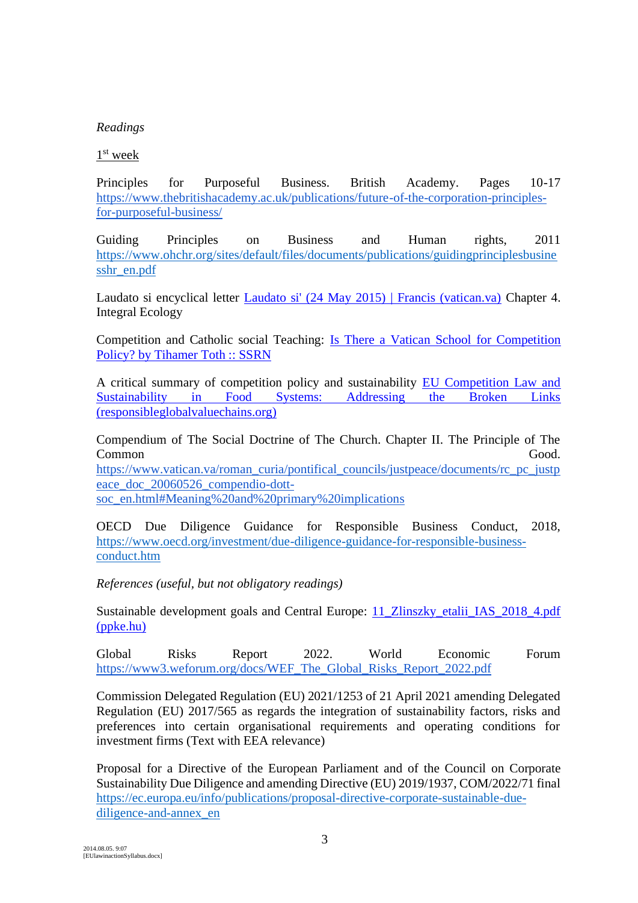*Readings*

1st week

Principles for Purposeful Business. British Academy. Pages 10-17 https://www.thebritishacademy.ac.uk/publications/future-of-the-corporation-principles-for-purposeful-business/

Guiding Principles on Business and Human rights, 2011 https://www.ohchr.org/sites/default/files/documents/publications/guidingprinciplesbusinesshr_en.pdf

Laudato si encyclical letter Laudato si' (24 May 2015) | Francis (vatican.va) Chapter 4. Integral Ecology

Competition and Catholic social Teaching: Is There a Vatican School for Competition Policy? by Tihamer Toth :: SSRN

A critical summary of competition policy and sustainability EU Competition Law and Sustainability in Food Systems: Addressing the Broken Links (responsibleglobalvaluechains.org)

Compendium of The Social Doctrine of The Church. Chapter II. The Principle of The Common Good. https://www.vatican.va/roman_curia/pontifical_councils/justpeace/documents/rc_pc_justpeace_doc_20060526_compendio-dott-soc_en.html#Meaning%20and%20primary%20implications

OECD Due Diligence Guidance for Responsible Business Conduct, 2018, https://www.oecd.org/investment/due-diligence-guidance-for-responsible-business-conduct.htm

*References (useful, but not obligatory readings)*

Sustainable development goals and Central Europe: 11_Zlinszky_etalii_IAS_2018_4.pdf (ppke.hu)

Global Risks Report 2022. World Economic Forum https://www3.weforum.org/docs/WEF_The_Global_Risks_Report_2022.pdf

Commission Delegated Regulation (EU) 2021/1253 of 21 April 2021 amending Delegated Regulation (EU) 2017/565 as regards the integration of sustainability factors, risks and preferences into certain organisational requirements and operating conditions for investment firms (Text with EEA relevance)

Proposal for a Directive of the European Parliament and of the Council on Corporate Sustainability Due Diligence and amending Directive (EU) 2019/1937, COM/2022/71 final https://ec.europa.eu/info/publications/proposal-directive-corporate-sustainable-due-diligence-and-annex_en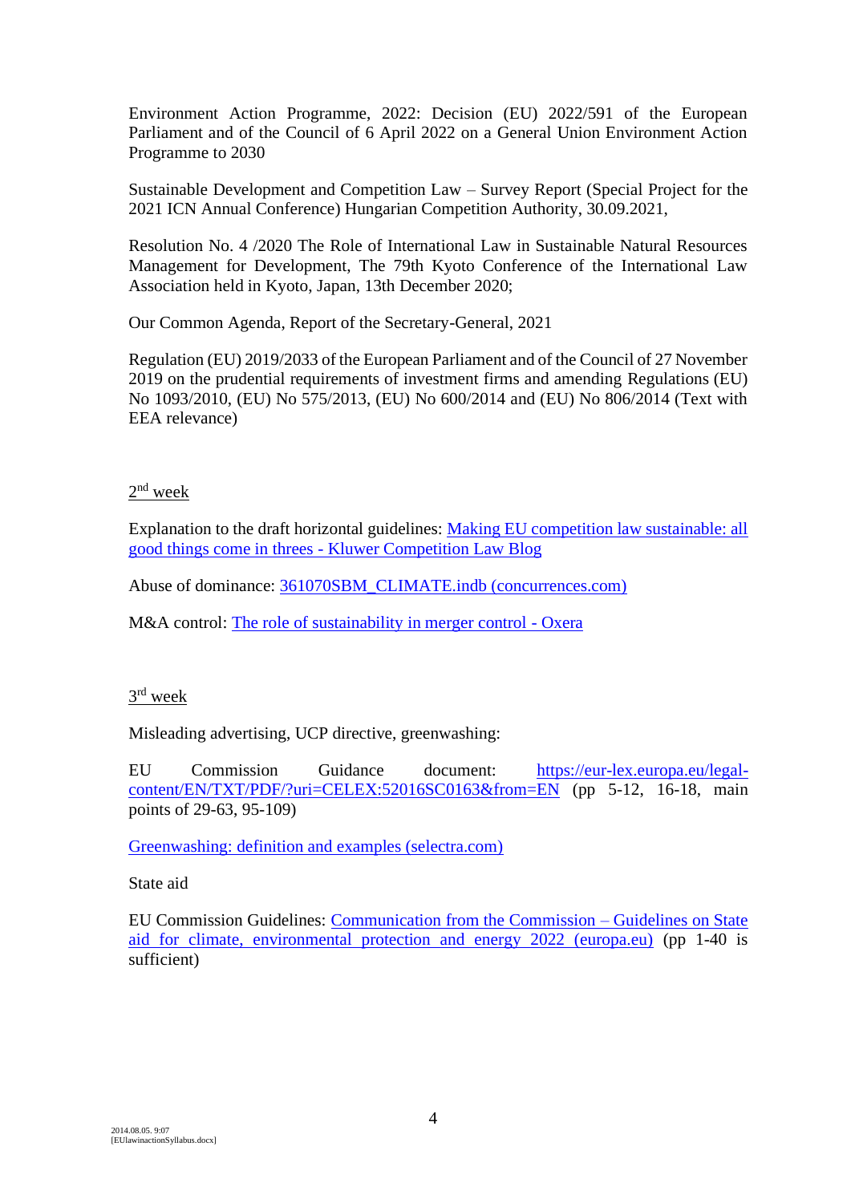Environment Action Programme, 2022: Decision (EU) 2022/591 of the European Parliament and of the Council of 6 April 2022 on a General Union Environment Action Programme to 2030

Sustainable Development and Competition Law – Survey Report (Special Project for the 2021 ICN Annual Conference) Hungarian Competition Authority, 30.09.2021,

Resolution No. 4 /2020 The Role of International Law in Sustainable Natural Resources Management for Development, The 79th Kyoto Conference of the International Law Association held in Kyoto, Japan, 13th December 2020;

Our Common Agenda, Report of the Secretary-General, 2021

Regulation (EU) 2019/2033 of the European Parliament and of the Council of 27 November 2019 on the prudential requirements of investment firms and amending Regulations (EU) No 1093/2010, (EU) No 575/2013, (EU) No 600/2014 and (EU) No 806/2014 (Text with EEA relevance)

## 2nd week

Explanation to the draft horizontal guidelines: Making EU competition law sustainable: all good things come in threes - Kluwer Competition Law Blog

Abuse of dominance: 361070SBM_CLIMATE.indb (concurrences.com)

M&A control: The role of sustainability in merger control - Oxera

## 3rd week

Misleading advertising, UCP directive, greenwashing:

EU Commission Guidance document: https://eur-lex.europa.eu/legal-content/EN/TXT/PDF/?uri=CELEX:52016SC0163&from=EN (pp 5-12, 16-18, main points of 29-63, 95-109)

Greenwashing: definition and examples (selectra.com)

State aid

EU Commission Guidelines: Communication from the Commission – Guidelines on State aid for climate, environmental protection and energy 2022 (europa.eu) (pp 1-40 is sufficient)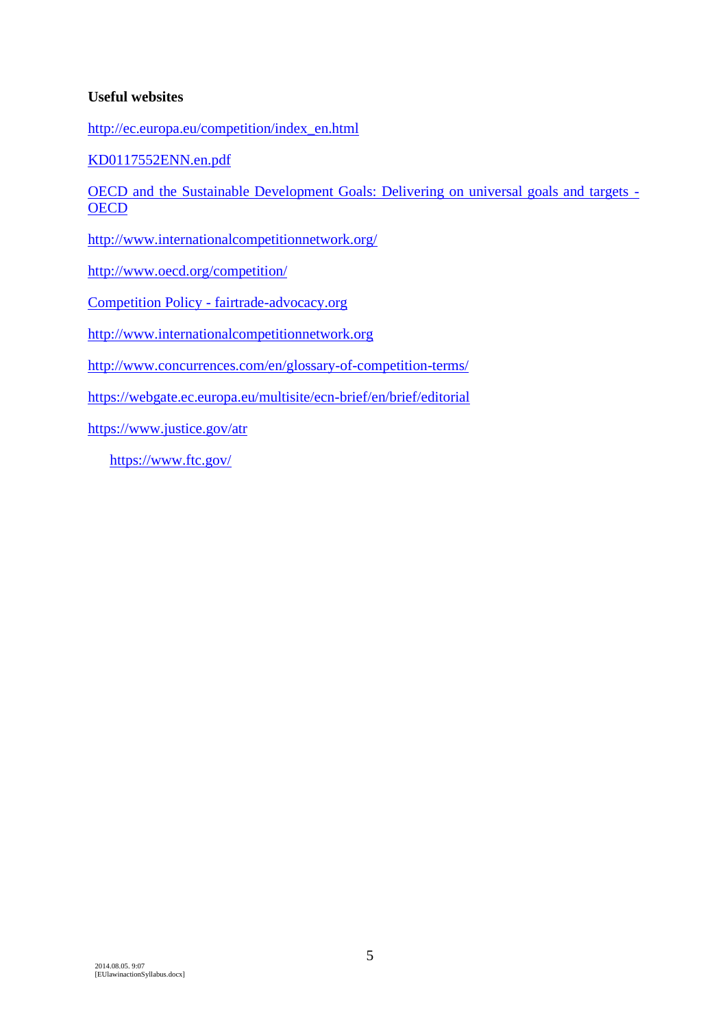**Useful websites**

http://ec.europa.eu/competition/index_en.html

KD0117552ENN.en.pdf

OECD and the Sustainable Development Goals: Delivering on universal goals and targets - OECD

http://www.internationalcompetitionnetwork.org/

http://www.oecd.org/competition/

Competition Policy - fairtrade-advocacy.org

http://www.internationalcompetitionnetwork.org

http://www.concurrences.com/en/glossary-of-competition-terms/

https://webgate.ec.europa.eu/multisite/ecn-brief/en/brief/editorial

https://www.justice.gov/atr

https://www.ftc.gov/